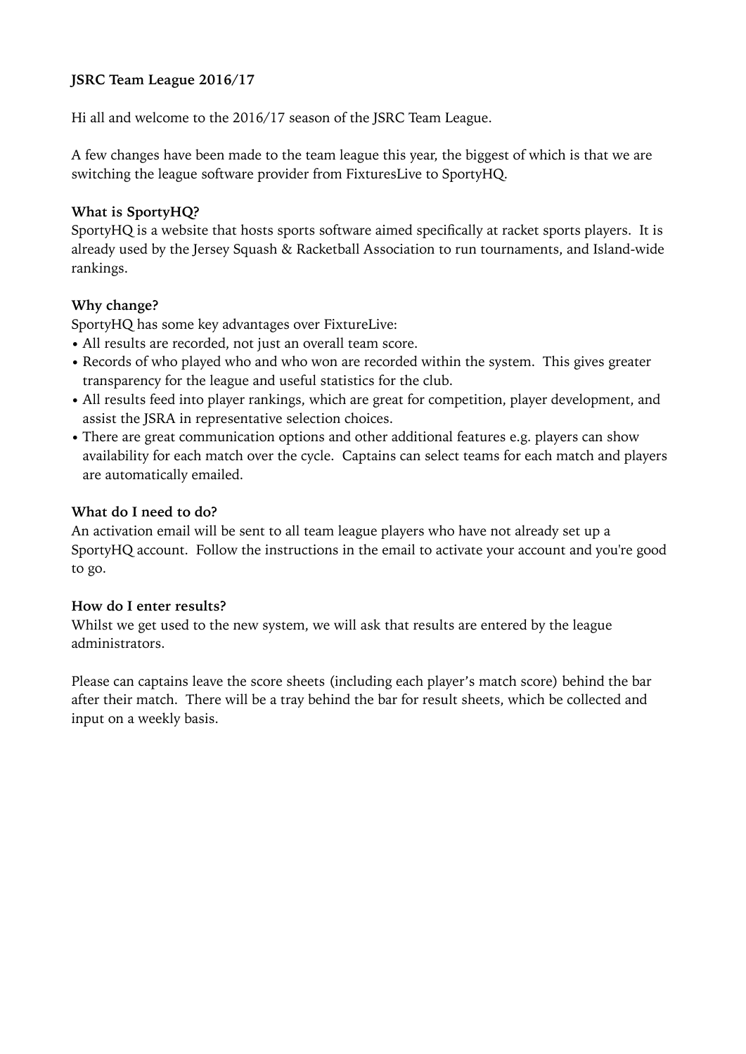**JSRC Team League 2016/17**

Hi all and welcome to the 2016/17 season of the JSRC Team League.

A few changes have been made to the team league this year, the biggest of which is that we are switching the league software provider from FixturesLive to SportyHQ.

**What is SportyHQ?**

SportyHQ is a website that hosts sports software aimed specifically at racket sports players. It is already used by the Jersey Squash & Racketball Association to run tournaments, and Island-wide rankings.

**Why change?**

SportyHQ has some key advantages over FixtureLive:

- All results are recorded, not just an overall team score.
- Records of who played who and who won are recorded within the system. This gives greater transparency for the league and useful statistics for the club.
- All results feed into player rankings, which are great for competition, player development, and assist the JSRA in representative selection choices.
- There are great communication options and other additional features e.g. players can show availability for each match over the cycle. Captains can select teams for each match and players are automatically emailed.

**What do I need to do?**

An activation email will be sent to all team league players who have not already set up a SportyHQ account. Follow the instructions in the email to activate your account and you're good to go.

**How do I enter results?**

Whilst we get used to the new system, we will ask that results are entered by the league administrators.

Please can captains leave the score sheets (including each player's match score) behind the bar after their match. There will be a tray behind the bar for result sheets, which be collected and input on a weekly basis.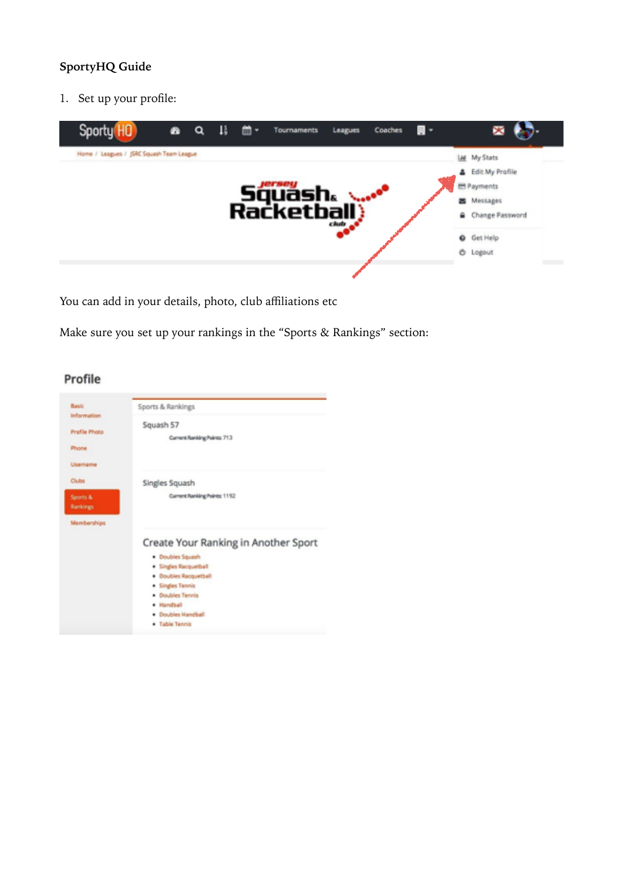**SportyHQ Guide**

1. Set up your profile:

You can add in your details, photo, club affiliations etc

Make sure you set up your rankings in the “Sports & Rankings” section: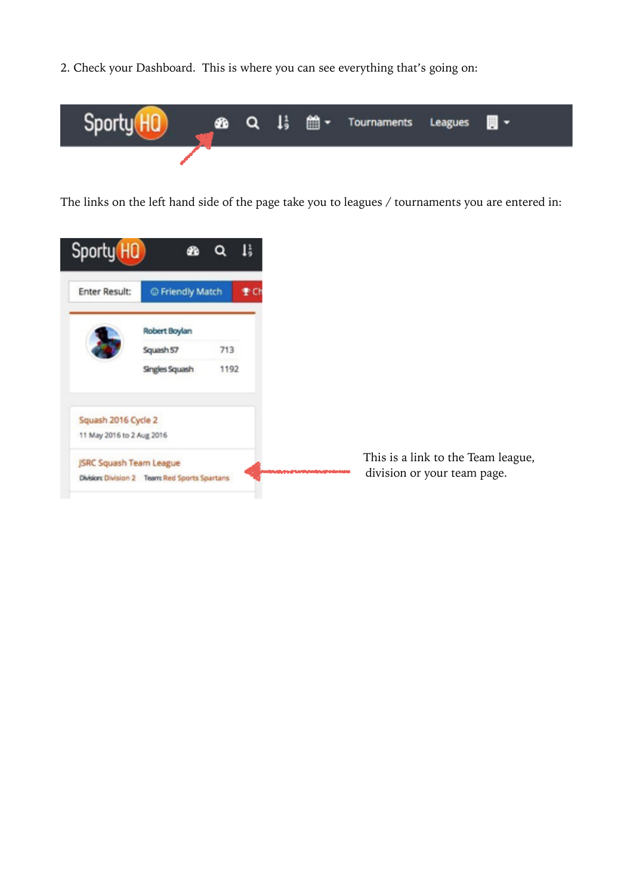2. Check your Dashboard.  This is where you can see everything that's going on:

The links on the left hand side of the page take you to leagues / tournaments you are entered in:

This is a link to the Team league, division or your team page.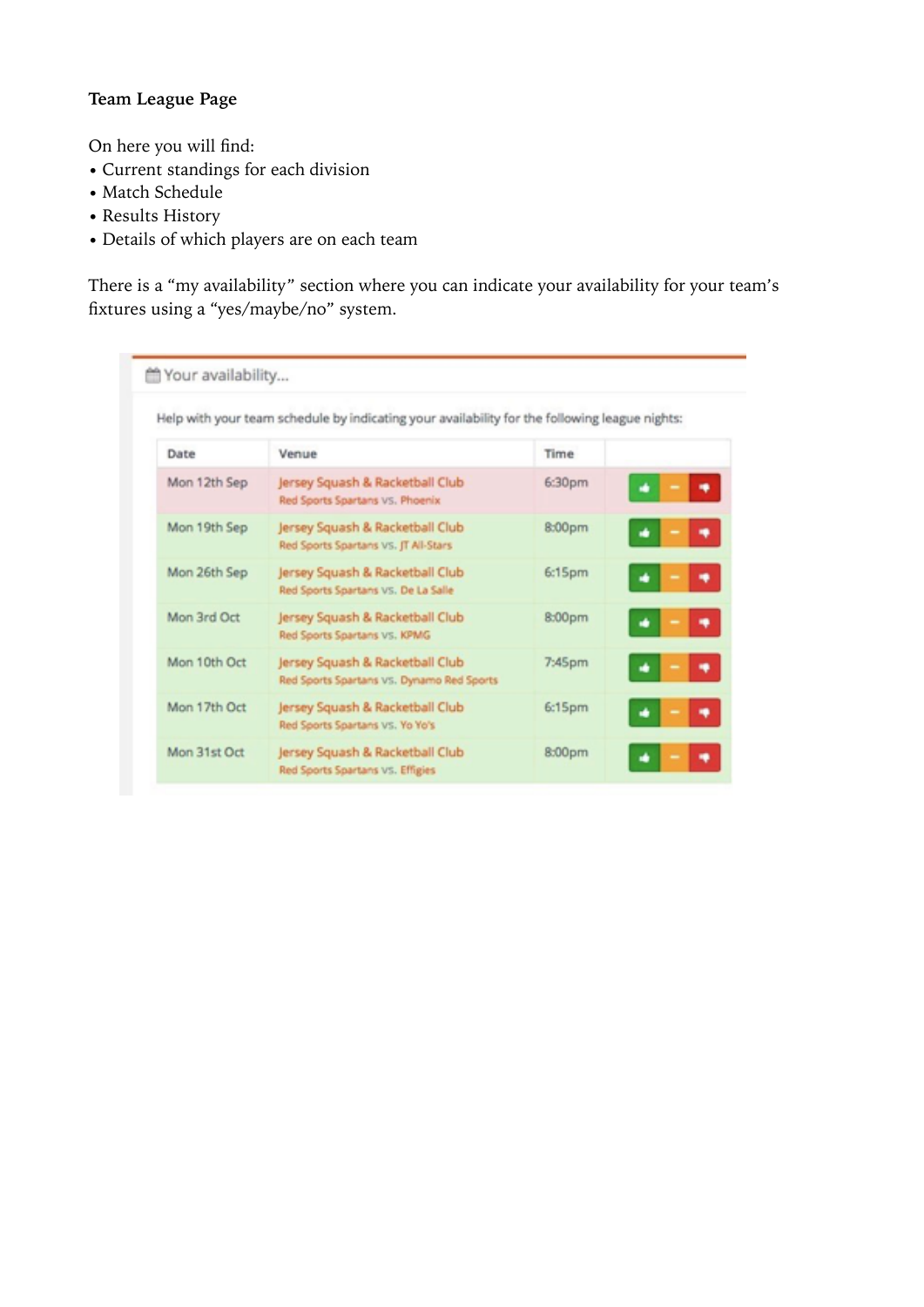**Team League Page**

On here you will find:

- Current standings for each division
- Match Schedule
- Results History
- Details of which players are on each team

There is a "my availability" section where you can indicate your availability for your team's fixtures using a "yes/maybe/no" system.

Your availability...

Help with your team schedule by indicating your availability for the following league nights:

| Date | Venue | Time | |
|---|---|---|---|
| Mon 12th Sep | Jersey Squash & Racketball Club<br>Red Sports Spartans vs. Phoenix | 6:30pm | |
| Mon 19th Sep | Jersey Squash & Racketball Club<br>Red Sports Spartans vs. JT All-Stars | 8:00pm | |
| Mon 26th Sep | Jersey Squash & Racketball Club<br>Red Sports Spartans vs. De La Salle | 6:15pm | |
| Mon 3rd Oct | Jersey Squash & Racketball Club<br>Red Sports Spartans vs. KPMG | 8:00pm | |
| Mon 10th Oct | Jersey Squash & Racketball Club<br>Red Sports Spartans vs. Dynamo Red Sports | 7:45pm | |
| Mon 17th Oct | Jersey Squash & Racketball Club<br>Red Sports Spartans vs. Yo Yo's | 6:15pm | |
| Mon 31st Oct | Jersey Squash & Racketball Club<br>Red Sports Spartans vs. Effigies | 8:00pm | |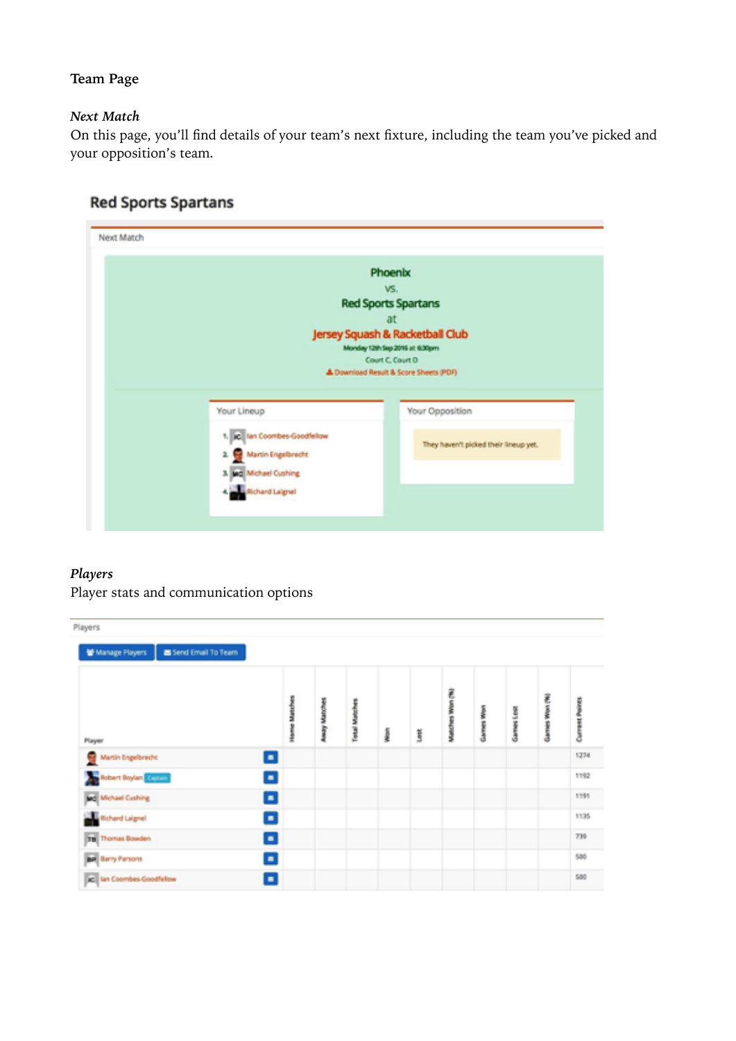**Team Page**

*Next Match*

On this page, you'll find details of your team's next fixture, including the team you've picked and your opposition's team.

## Red Sports Spartans

Next Match

Phoenix

vs.

Red Sports Spartans

at

Jersey Squash & Racketball Club

Monday 12th Sep 2016 at 6:30pm

Court C, Court D

Download Result & Score Sheets (PDF)

Your Lineup

1. Ian Coombes-Goodfellow
2. Martin Engelbrecht
3. Michael Cushing
4. Richard Laignel

Your Opposition

They haven't picked their lineup yet.

*Players*

Player stats and communication options

Players

Manage Players | Send Email To Team

| Player | Home Matches | Away Matches | Total Matches | Won | Lost | Matches Won (%) | Games Won | Games Lost | Games Won (%) | Current Points |
|---|---|---|---|---|---|---|---|---|---|---|
| Martin Engelbrecht | | | | | | | | | | 1274 |
| Robert Boylan Captain | | | | | | | | | | 1192 |
| Michael Cushing | | | | | | | | | | 1191 |
| Richard Laignel | | | | | | | | | | 1135 |
| Thomas Bowden | | | | | | | | | | 739 |
| Barry Parsons | | | | | | | | | | 500 |
| Ian Coombes-Goodfellow | | | | | | | | | | 500 |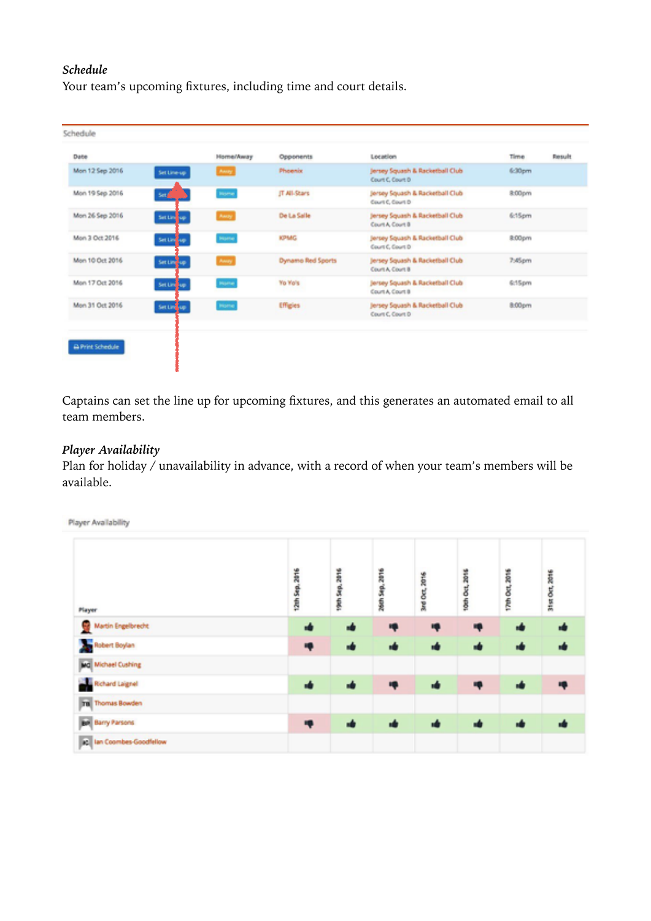*Schedule*

Your team's upcoming fixtures, including time and court details.

Schedule

| Date | | Home/Away | Opponents | Location | Time | Result |
|---|---|---|---|---|---|---|
| Mon 12 Sep 2016 | Set Line-up | Away | Phoenix | Jersey Squash & Racketball Club Court C, Court D | 6:30pm | |
| Mon 19 Sep 2016 | Set Line-up | Home | JT All-Stars | Jersey Squash & Racketball Club Court C, Court D | 8:00pm | |
| Mon 26 Sep 2016 | Set Line-up | Away | De La Salle | Jersey Squash & Racketball Club Court A, Court B | 6:15pm | |
| Mon 3 Oct 2016 | Set Line-up | Home | KPMG | Jersey Squash & Racketball Club Court C, Court D | 8:00pm | |
| Mon 10 Oct 2016 | Set Line-up | Away | Dynamo Red Sports | Jersey Squash & Racketball Club Court A, Court B | 7:45pm | |
| Mon 17 Oct 2016 | Set Line-up | Home | Yo Yo's | Jersey Squash & Racketball Club Court A, Court B | 6:15pm | |
| Mon 31 Oct 2016 | Set Line-up | Home | Effigies | Jersey Squash & Racketball Club Court C, Court D | 8:00pm | |

Print Schedule

Captains can set the line up for upcoming fixtures, and this generates an automated email to all team members.

*Player Availability*

Plan for holiday / unavailability in advance, with a record of when your team's members will be available.

Player Availability

| Player | 12th Sep, 2016 | 19th Sep, 2016 | 26th Sep, 2016 | 3rd Oct, 2016 | 10th Oct, 2016 | 17th Oct, 2016 | 31st Oct, 2016 |
|---|---|---|---|---|---|---|---|
| Martin Engelbrecht | 👍 | 👍 | 👎 | 👎 | 👎 | 👍 | 👍 |
| Robert Boylan | 👎 | 👍 | 👍 | 👍 | 👍 | 👍 | 👍 |
| Michael Cushing | | | | | | | |
| Richard Laignel | 👍 | 👍 | 👎 | 👍 | 👎 | 👍 | 👎 |
| Thomas Bowden | | | | | | | |
| Barry Parsons | 👎 | 👍 | 👍 | 👍 | 👍 | 👍 | 👍 |
| Ian Coombes-Goodfellow | | | | | | | |